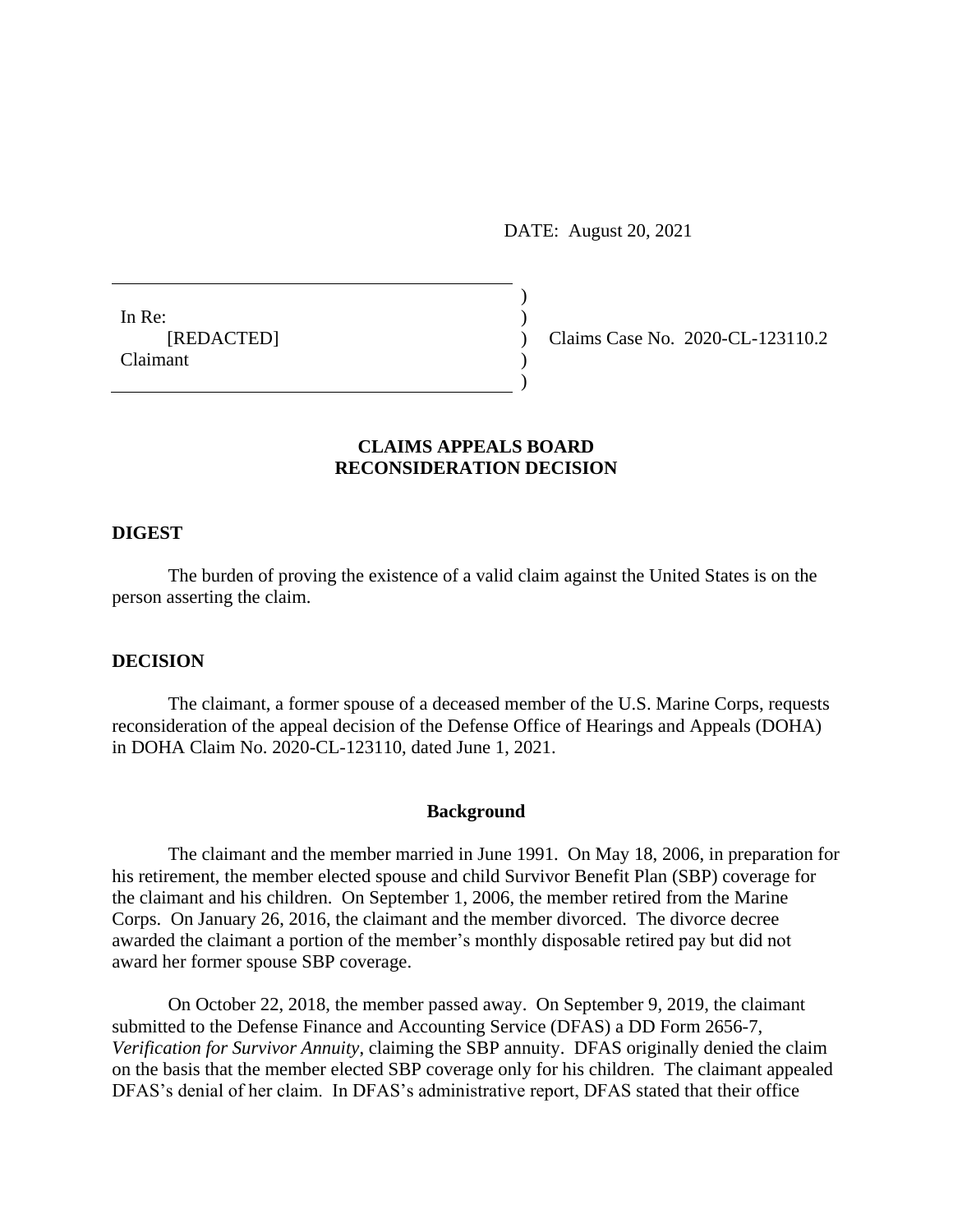DATE: August 20, 2021

In Re:
[REDACTED]
Claimant

Claims Case No. 2020-CL-123110.2

## CLAIMS APPEALS BOARD RECONSIDERATION DECISION

### DIGEST

The burden of proving the existence of a valid claim against the United States is on the person asserting the claim.

### DECISION

The claimant, a former spouse of a deceased member of the U.S. Marine Corps, requests reconsideration of the appeal decision of the Defense Office of Hearings and Appeals (DOHA) in DOHA Claim No. 2020-CL-123110, dated June 1, 2021.

### Background

The claimant and the member married in June 1991. On May 18, 2006, in preparation for his retirement, the member elected spouse and child Survivor Benefit Plan (SBP) coverage for the claimant and his children. On September 1, 2006, the member retired from the Marine Corps. On January 26, 2016, the claimant and the member divorced. The divorce decree awarded the claimant a portion of the member's monthly disposable retired pay but did not award her former spouse SBP coverage.

On October 22, 2018, the member passed away. On September 9, 2019, the claimant submitted to the Defense Finance and Accounting Service (DFAS) a DD Form 2656-7, *Verification for Survivor Annuity*, claiming the SBP annuity. DFAS originally denied the claim on the basis that the member elected SBP coverage only for his children. The claimant appealed DFAS's denial of her claim. In DFAS's administrative report, DFAS stated that their office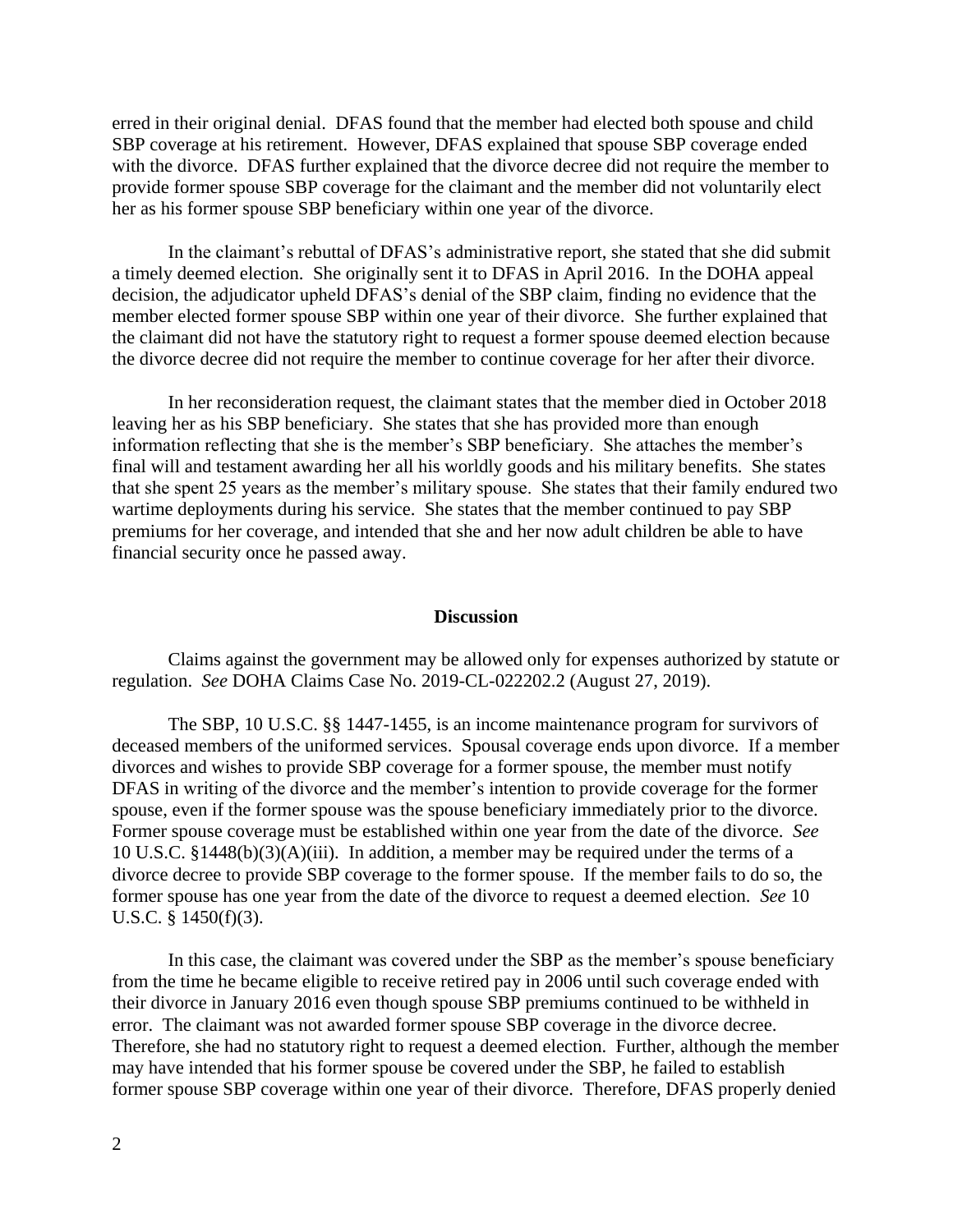erred in their original denial. DFAS found that the member had elected both spouse and child SBP coverage at his retirement. However, DFAS explained that spouse SBP coverage ended with the divorce. DFAS further explained that the divorce decree did not require the member to provide former spouse SBP coverage for the claimant and the member did not voluntarily elect her as his former spouse SBP beneficiary within one year of the divorce.

In the claimant's rebuttal of DFAS's administrative report, she stated that she did submit a timely deemed election. She originally sent it to DFAS in April 2016. In the DOHA appeal decision, the adjudicator upheld DFAS's denial of the SBP claim, finding no evidence that the member elected former spouse SBP within one year of their divorce. She further explained that the claimant did not have the statutory right to request a former spouse deemed election because the divorce decree did not require the member to continue coverage for her after their divorce.

In her reconsideration request, the claimant states that the member died in October 2018 leaving her as his SBP beneficiary. She states that she has provided more than enough information reflecting that she is the member's SBP beneficiary. She attaches the member's final will and testament awarding her all his worldly goods and his military benefits. She states that she spent 25 years as the member's military spouse. She states that their family endured two wartime deployments during his service. She states that the member continued to pay SBP premiums for her coverage, and intended that she and her now adult children be able to have financial security once he passed away.

## Discussion

Claims against the government may be allowed only for expenses authorized by statute or regulation. *See* DOHA Claims Case No. 2019-CL-022202.2 (August 27, 2019).

The SBP, 10 U.S.C. §§ 1447-1455, is an income maintenance program for survivors of deceased members of the uniformed services. Spousal coverage ends upon divorce. If a member divorces and wishes to provide SBP coverage for a former spouse, the member must notify DFAS in writing of the divorce and the member's intention to provide coverage for the former spouse, even if the former spouse was the spouse beneficiary immediately prior to the divorce. Former spouse coverage must be established within one year from the date of the divorce. *See* 10 U.S.C. §1448(b)(3)(A)(iii). In addition, a member may be required under the terms of a divorce decree to provide SBP coverage to the former spouse. If the member fails to do so, the former spouse has one year from the date of the divorce to request a deemed election. *See* 10 U.S.C. § 1450(f)(3).

In this case, the claimant was covered under the SBP as the member's spouse beneficiary from the time he became eligible to receive retired pay in 2006 until such coverage ended with their divorce in January 2016 even though spouse SBP premiums continued to be withheld in error. The claimant was not awarded former spouse SBP coverage in the divorce decree. Therefore, she had no statutory right to request a deemed election. Further, although the member may have intended that his former spouse be covered under the SBP, he failed to establish former spouse SBP coverage within one year of their divorce. Therefore, DFAS properly denied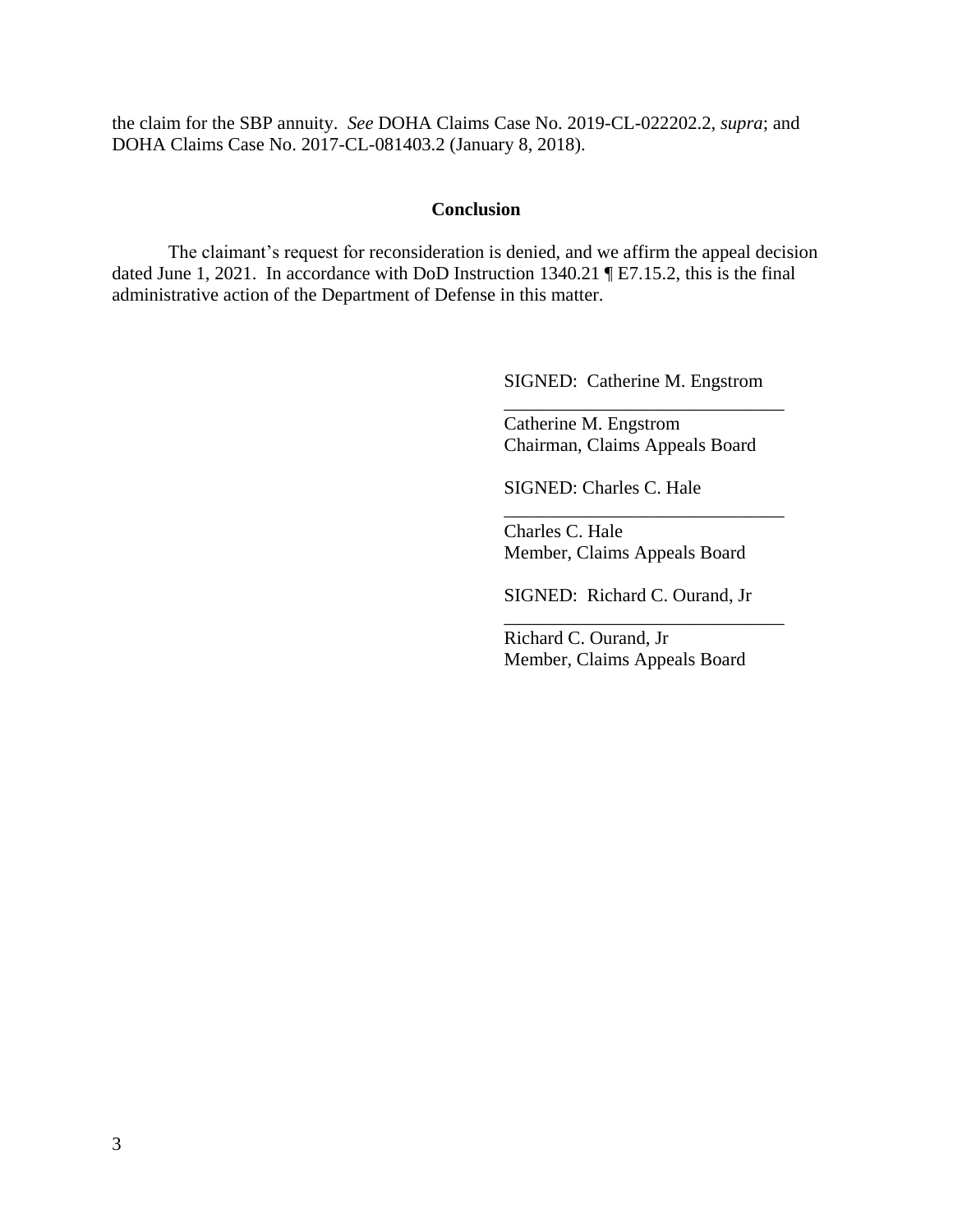the claim for the SBP annuity. *See* DOHA Claims Case No. 2019-CL-022202.2, *supra*; and DOHA Claims Case No. 2017-CL-081403.2 (January 8, 2018).

**Conclusion**

The claimant's request for reconsideration is denied, and we affirm the appeal decision dated June 1, 2021. In accordance with DoD Instruction 1340.21 ¶ E7.15.2, this is the final administrative action of the Department of Defense in this matter.

SIGNED: Catherine M. Engstrom

Catherine M. Engstrom
Chairman, Claims Appeals Board

SIGNED: Charles C. Hale

Charles C. Hale
Member, Claims Appeals Board

SIGNED: Richard C. Ourand, Jr

Richard C. Ourand, Jr
Member, Claims Appeals Board